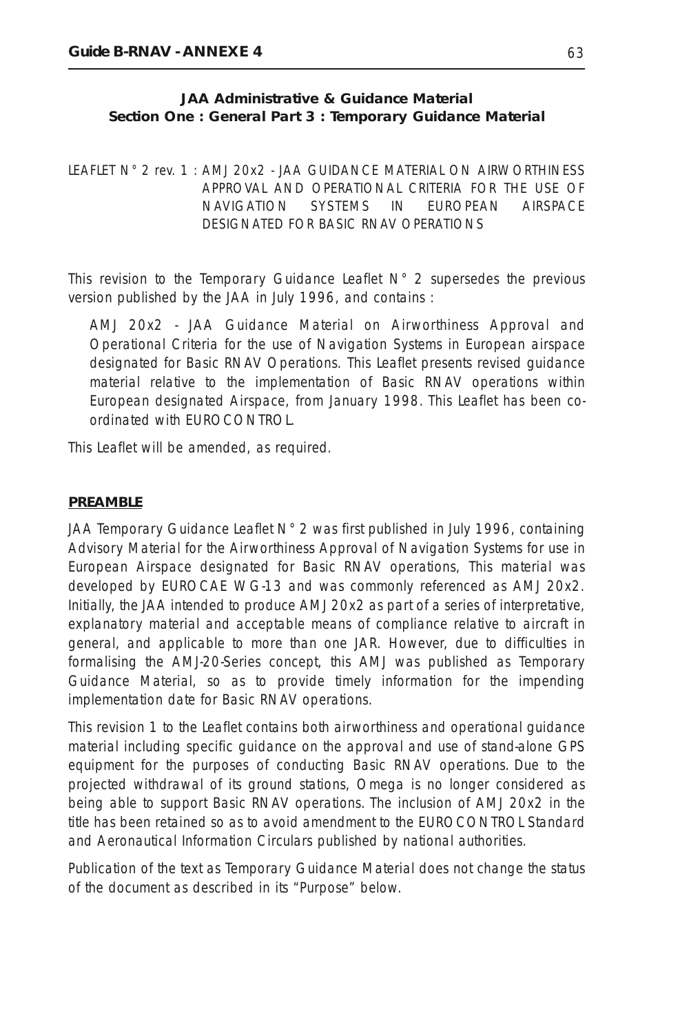**JAA Administrative & Guidance Material**
**Section One : General Part 3 : Temporary Guidance Material**

LEAFLET N° 2 rev. 1 : AMJ 20x2 - JAA GUIDANCE MATERIAL ON AIRWORTHINESS APPROVAL AND OPERATIONAL CRITERIA FOR THE USE OF NAVIGATION SYSTEMS IN EUROPEAN AIRSPACE DESIGNATED FOR BASIC RNAV OPERATIONS

This revision to the Temporary Guidance Leaflet N° 2 supersedes the previous version published by the JAA in July 1996, and contains :

> AMJ 20x2 - JAA Guidance Material on Airworthiness Approval and Operational Criteria for the use of Navigation Systems in European airspace designated for Basic RNAV Operations. This Leaflet presents revised guidance material relative to the implementation of Basic RNAV operations within European designated Airspace, from January 1998. This Leaflet has been co-ordinated with EUROCONTROL.

This Leaflet will be amended, as required.

**PREAMBLE**

JAA Temporary Guidance Leaflet N° 2 was first published in July 1996, containing Advisory Material for the Airworthiness Approval of Navigation Systems for use in European Airspace designated for Basic RNAV operations, This material was developed by EUROCAE WG-13 and was commonly referenced as AMJ 20x2. Initially, the JAA intended to produce AMJ 20x2 as part of a series of interpretative, explanatory material and acceptable means of compliance relative to aircraft in general, and applicable to more than one JAR. However, due to difficulties in formalising the AMJ-20-Series concept, this AMJ was published as Temporary Guidance Material, so as to provide timely information for the impending implementation date for Basic RNAV operations.

This revision 1 to the Leaflet contains both airworthiness and operational guidance material including specific guidance on the approval and use of stand-alone GPS equipment for the purposes of conducting Basic RNAV operations. Due to the projected withdrawal of its ground stations, Omega is no longer considered as being able to support Basic RNAV operations. The inclusion of AMJ 20x2 in the title has been retained so as to avoid amendment to the EUROCONTROL Standard and Aeronautical Information Circulars published by national authorities.

Publication of the text as Temporary Guidance Material does not change the status of the document as described in its "Purpose" below.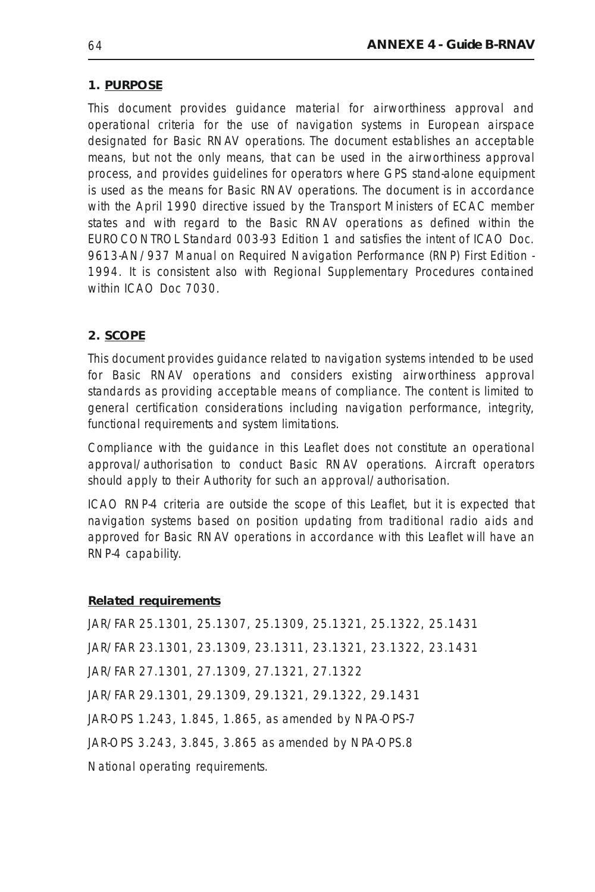## 1. PURPOSE

This document provides guidance material for airworthiness approval and operational criteria for the use of navigation systems in European airspace designated for Basic RNAV operations. The document establishes an acceptable means, but not the only means, that can be used in the airworthiness approval process, and provides guidelines for operators where GPS stand-alone equipment is used as the means for Basic RNAV operations. The document is in accordance with the April 1990 directive issued by the Transport Ministers of ECAC member states and with regard to the Basic RNAV operations as defined within the EUROCONTROL Standard 003-93 Edition 1 and satisfies the intent of ICAO Doc. 9613-AN/937 Manual on Required Navigation Performance (RNP) First Edition - 1994. It is consistent also with Regional Supplementary Procedures contained within ICAO Doc 7030.

## 2. SCOPE

This document provides guidance related to navigation systems intended to be used for Basic RNAV operations and considers existing airworthiness approval standards as providing acceptable means of compliance. The content is limited to general certification considerations including navigation performance, integrity, functional requirements and system limitations.

Compliance with the guidance in this Leaflet does not constitute an operational approval/authorisation to conduct Basic RNAV operations. Aircraft operators should apply to their Authority for such an approval/authorisation.

ICAO RNP-4 criteria are outside the scope of this Leaflet, but it is expected that navigation systems based on position updating from traditional radio aids and approved for Basic RNAV operations in accordance with this Leaflet will have an RNP-4 capability.

**Related requirements**

JAR/FAR 25.1301, 25.1307, 25.1309, 25.1321, 25.1322, 25.1431

JAR/FAR 23.1301, 23.1309, 23.1311, 23.1321, 23.1322, 23.1431

JAR/FAR 27.1301, 27.1309, 27.1321, 27.1322

JAR/FAR 29.1301, 29.1309, 29.1321, 29.1322, 29.1431

JAR-OPS 1.243, 1.845, 1.865, as amended by NPA-OPS-7

JAR-OPS 3.243, 3.845, 3.865 as amended by NPA-OPS.8

National operating requirements.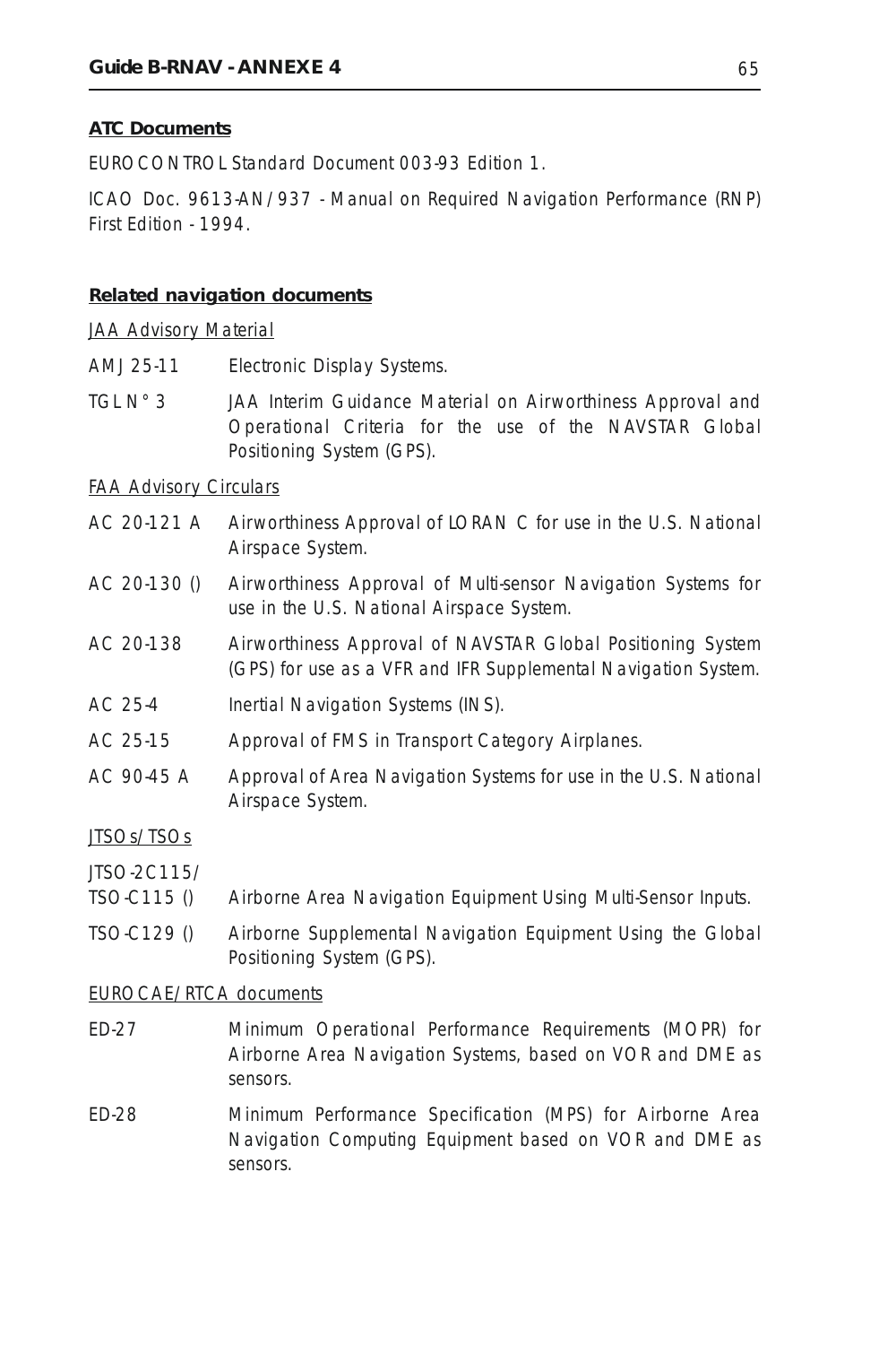**ATC Documents**

EUROCONTROL Standard Document 003-93 Edition 1.

ICAO Doc. 9613-AN/937 - Manual on Required Navigation Performance (RNP) First Edition - 1994.

**Related navigation documents**

JAA Advisory Material

AMJ 25-11 Electronic Display Systems.

TGL N° 3 JAA Interim Guidance Material on Airworthiness Approval and Operational Criteria for the use of the NAVSTAR Global Positioning System (GPS).

FAA Advisory Circulars

AC 20-121 A Airworthiness Approval of LORAN C for use in the U.S. National Airspace System.

AC 20-130 () Airworthiness Approval of Multi-sensor Navigation Systems for use in the U.S. National Airspace System.

AC 20-138 Airworthiness Approval of NAVSTAR Global Positioning System (GPS) for use as a VFR and IFR Supplemental Navigation System.

AC 25-4 Inertial Navigation Systems (INS).

AC 25-15 Approval of FMS in Transport Category Airplanes.

AC 90-45 A Approval of Area Navigation Systems for use in the U.S. National Airspace System.

JTSOs/TSOs

JTSO-2C115/
TSO-C115 () Airborne Area Navigation Equipment Using Multi-Sensor Inputs.

TSO-C129 () Airborne Supplemental Navigation Equipment Using the Global Positioning System (GPS).

EUROCAE/RTCA documents

ED-27 Minimum Operational Performance Requirements (MOPR) for Airborne Area Navigation Systems, based on VOR and DME as sensors.

ED-28 Minimum Performance Specification (MPS) for Airborne Area Navigation Computing Equipment based on VOR and DME as sensors.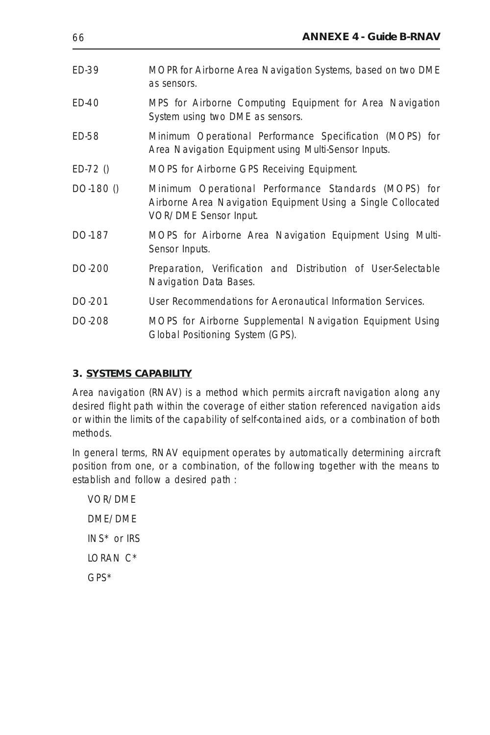| | |
|---|---|
| ED-39 | MOPR for Airborne Area Navigation Systems, based on two DME as sensors. |
| ED-40 | MPS for Airborne Computing Equipment for Area Navigation System using two DME as sensors. |
| ED-58 | Minimum Operational Performance Specification (MOPS) for Area Navigation Equipment using Multi-Sensor Inputs. |
| ED-72 () | MOPS for Airborne GPS Receiving Equipment. |
| DO-180 () | Minimum Operational Performance Standards (MOPS) for Airborne Area Navigation Equipment Using a Single Collocated VOR/DME Sensor Input. |
| DO-187 | MOPS for Airborne Area Navigation Equipment Using Multi-Sensor Inputs. |
| DO-200 | Preparation, Verification and Distribution of User-Selectable Navigation Data Bases. |
| DO-201 | User Recommendations for Aeronautical Information Services. |
| DO-208 | MOPS for Airborne Supplemental Navigation Equipment Using Global Positioning System (GPS). |

## 3. SYSTEMS CAPABILITY

Area navigation (RNAV) is a method which permits aircraft navigation along any desired flight path within the coverage of either station referenced navigation aids or within the limits of the capability of self-contained aids, or a combination of both methods.

In general terms, RNAV equipment operates by automatically determining aircraft position from one, or a combination, of the following together with the means to establish and follow a desired path :

VOR/DME

DME/DME

INS* or IRS

LORAN C*

GPS*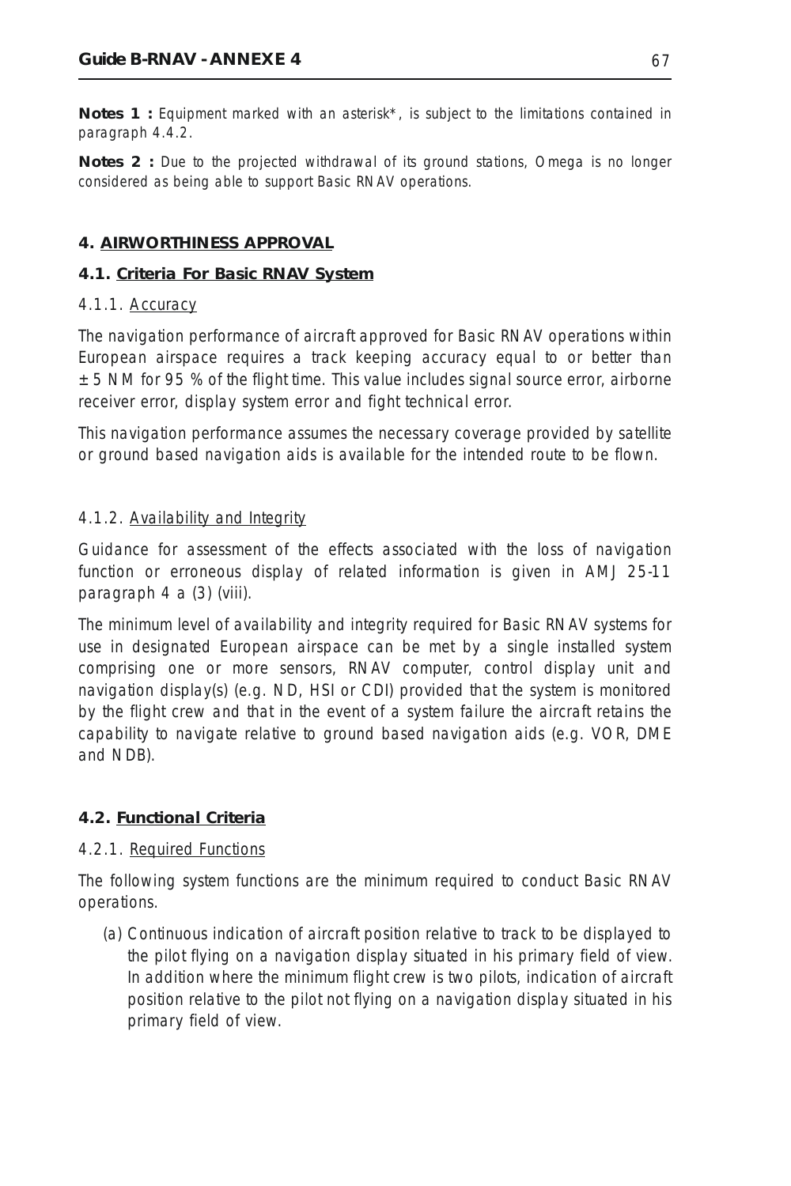**Notes 1 :** Equipment marked with an asterisk*, is subject to the limitations contained in paragraph 4.4.2.

**Notes 2 :** Due to the projected withdrawal of its ground stations, Omega is no longer considered as being able to support Basic RNAV operations.

## 4. AIRWORTHINESS APPROVAL

### 4.1. Criteria For Basic RNAV System

#### 4.1.1. Accuracy

The navigation performance of aircraft approved for Basic RNAV operations within European airspace requires a track keeping accuracy equal to or better than ± 5 NM for 95 % of the flight time. This value includes signal source error, airborne receiver error, display system error and fight technical error.

This navigation performance assumes the necessary coverage provided by satellite or ground based navigation aids is available for the intended route to be flown.

#### 4.1.2. Availability and Integrity

Guidance for assessment of the effects associated with the loss of navigation function or erroneous display of related information is given in AMJ 25-11 paragraph 4 a (3) (viii).

The minimum level of availability and integrity required for Basic RNAV systems for use in designated European airspace can be met by a single installed system comprising one or more sensors, RNAV computer, control display unit and navigation display(s) (e.g. ND, HSI or CDI) provided that the system is monitored by the flight crew and that in the event of a system failure the aircraft retains the capability to navigate relative to ground based navigation aids (e.g. VOR, DME and NDB).

### 4.2. Functional Criteria

#### 4.2.1. Required Functions

The following system functions are the minimum required to conduct Basic RNAV operations.

(a) Continuous indication of aircraft position relative to track to be displayed to the pilot flying on a navigation display situated in his primary field of view. In addition where the minimum flight crew is two pilots, indication of aircraft position relative to the pilot not flying on a navigation display situated in his primary field of view.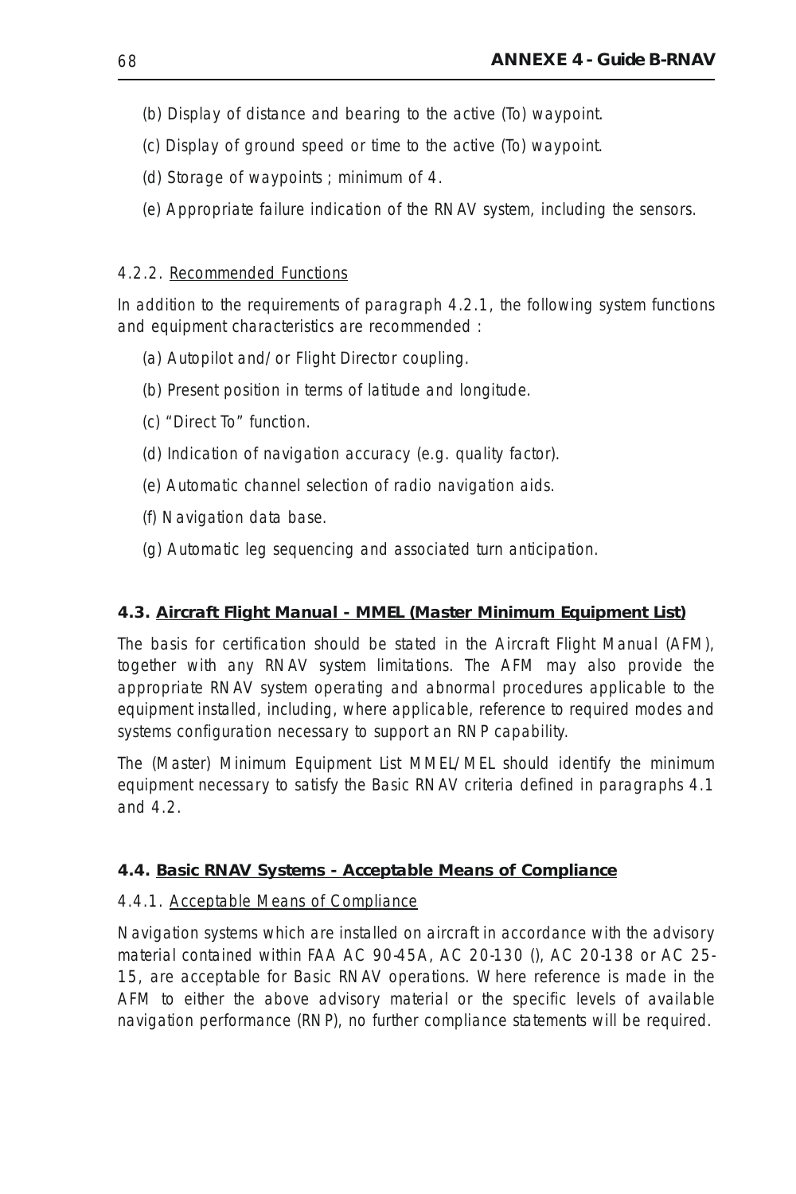(b) Display of distance and bearing to the active (To) waypoint.

(c) Display of ground speed or time to the active (To) waypoint.

(d) Storage of waypoints ; minimum of 4.

(e) Appropriate failure indication of the RNAV system, including the sensors.

4.2.2. Recommended Functions

In addition to the requirements of paragraph 4.2.1, the following system functions and equipment characteristics are recommended :

(a) Autopilot and/or Flight Director coupling.

(b) Present position in terms of latitude and longitude.

(c) "Direct To" function.

(d) Indication of navigation accuracy (e.g. quality factor).

(e) Automatic channel selection of radio navigation aids.

(f) Navigation data base.

(g) Automatic leg sequencing and associated turn anticipation.

### 4.3. Aircraft Flight Manual - MMEL (Master Minimum Equipment List)

The basis for certification should be stated in the Aircraft Flight Manual (AFM), together with any RNAV system limitations. The AFM may also provide the appropriate RNAV system operating and abnormal procedures applicable to the equipment installed, including, where applicable, reference to required modes and systems configuration necessary to support an RNP capability.

The (Master) Minimum Equipment List MMEL/MEL should identify the minimum equipment necessary to satisfy the Basic RNAV criteria defined in paragraphs 4.1 and 4.2.

### 4.4. Basic RNAV Systems - Acceptable Means of Compliance

4.4.1. Acceptable Means of Compliance

Navigation systems which are installed on aircraft in accordance with the advisory material contained within FAA AC 90-45A, AC 20-130 (), AC 20-138 or AC 25-15, are acceptable for Basic RNAV operations. Where reference is made in the AFM to either the above advisory material or the specific levels of available navigation performance (RNP), no further compliance statements will be required.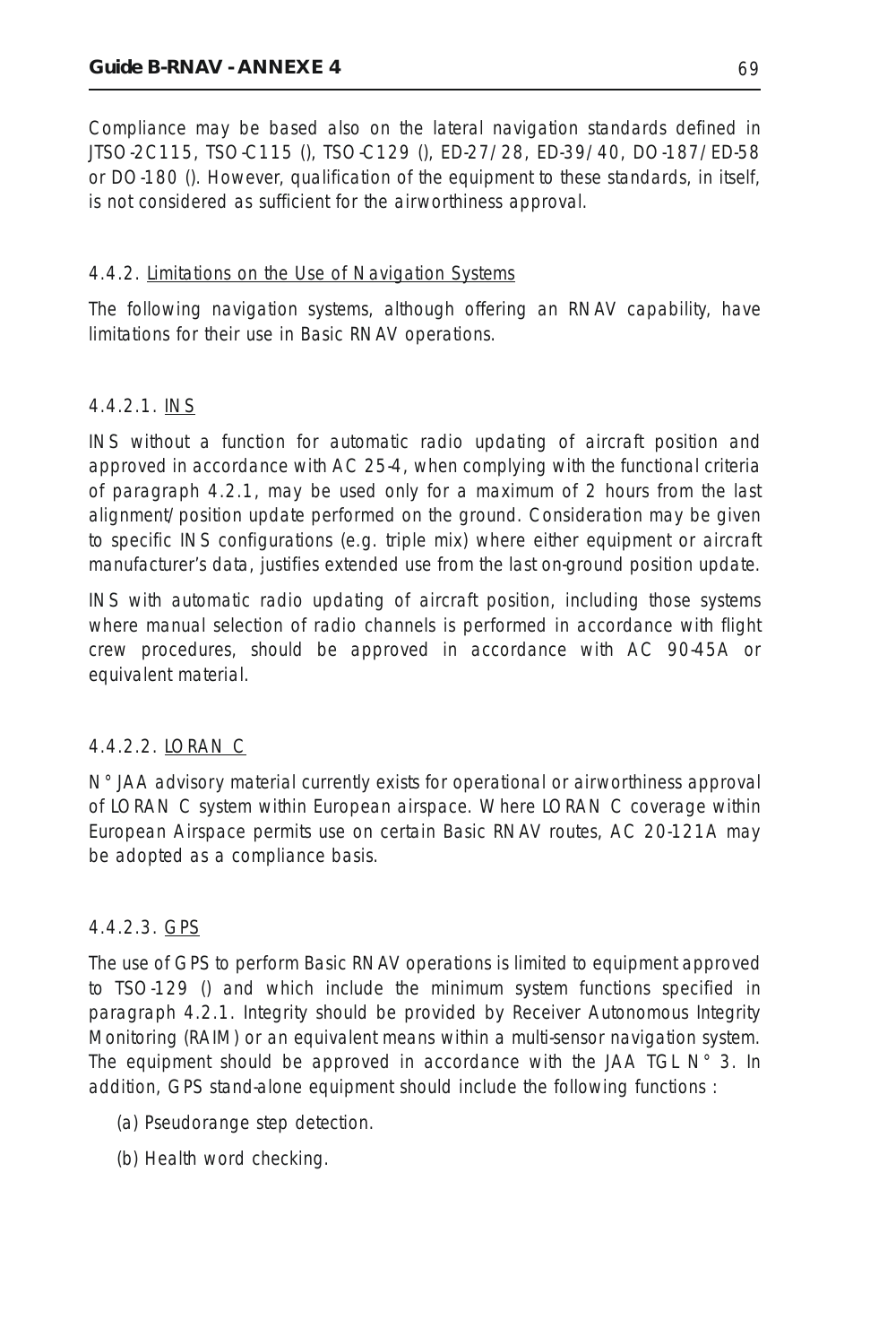Compliance may be based also on the lateral navigation standards defined in JTSO-2C115, TSO-C115 (), TSO-C129 (), ED-27/28, ED-39/40, DO-187/ED-58 or DO-180 (). However, qualification of the equipment to these standards, in itself, is not considered as sufficient for the airworthiness approval.

#### 4.4.2. Limitations on the Use of Navigation Systems

The following navigation systems, although offering an RNAV capability, have limitations for their use in Basic RNAV operations.

##### 4.4.2.1. INS

INS without a function for automatic radio updating of aircraft position and approved in accordance with AC 25-4, when complying with the functional criteria of paragraph 4.2.1, may be used only for a maximum of 2 hours from the last alignment/position update performed on the ground. Consideration may be given to specific INS configurations (e.g. triple mix) where either equipment or aircraft manufacturer's data, justifies extended use from the last on-ground position update.

INS with automatic radio updating of aircraft position, including those systems where manual selection of radio channels is performed in accordance with flight crew procedures, should be approved in accordance with AC 90-45A or equivalent material.

##### 4.4.2.2. LORAN C

N° JAA advisory material currently exists for operational or airworthiness approval of LORAN C system within European airspace. Where LORAN C coverage within European Airspace permits use on certain Basic RNAV routes, AC 20-121A may be adopted as a compliance basis.

##### 4.4.2.3. GPS

The use of GPS to perform Basic RNAV operations is limited to equipment approved to TSO-129 () and which include the minimum system functions specified in paragraph 4.2.1. Integrity should be provided by Receiver Autonomous Integrity Monitoring (RAIM) or an equivalent means within a multi-sensor navigation system. The equipment should be approved in accordance with the JAA TGL N° 3. In addition, GPS stand-alone equipment should include the following functions :

(a) Pseudorange step detection.

(b) Health word checking.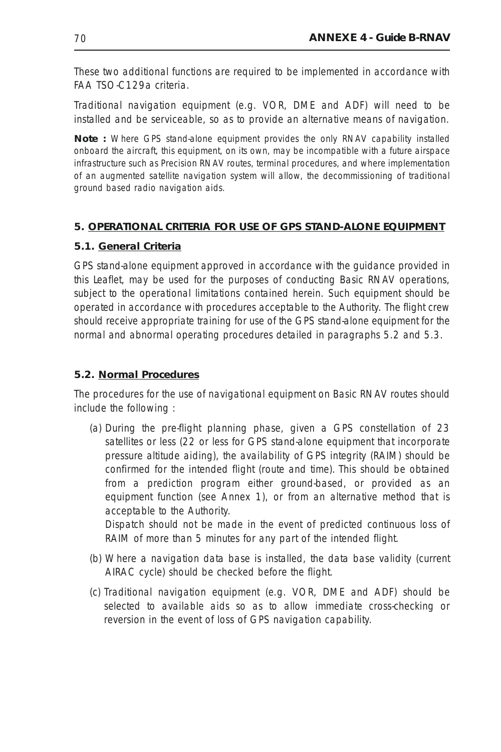These two additional functions are required to be implemented in accordance with FAA TSO-C129a criteria.

Traditional navigation equipment (e.g. VOR, DME and ADF) will need to be installed and be serviceable, so as to provide an alternative means of navigation.

**Note :** Where GPS stand-alone equipment provides the only RNAV capability installed onboard the aircraft, this equipment, on its own, may be incompatible with a future airspace infrastructure such as Precision RNAV routes, terminal procedures, and where implementation of an augmented satellite navigation system will allow, the decommissioning of traditional ground based radio navigation aids.

## 5. OPERATIONAL CRITERIA FOR USE OF GPS STAND-ALONE EQUIPMENT

### 5.1. General Criteria

GPS stand-alone equipment approved in accordance with the guidance provided in this Leaflet, may be used for the purposes of conducting Basic RNAV operations, subject to the operational limitations contained herein. Such equipment should be operated in accordance with procedures acceptable to the Authority. The flight crew should receive appropriate training for use of the GPS stand-alone equipment for the normal and abnormal operating procedures detailed in paragraphs 5.2 and 5.3.

### 5.2. Normal Procedures

The procedures for the use of navigational equipment on Basic RNAV routes should include the following :

(a) During the pre-flight planning phase, given a GPS constellation of 23 satellites or less (22 or less for GPS stand-alone equipment that incorporate pressure altitude aiding), the availability of GPS integrity (RAIM) should be confirmed for the intended flight (route and time). This should be obtained from a prediction program either ground-based, or provided as an equipment function (see Annex 1), or from an alternative method that is acceptable to the Authority.
Dispatch should not be made in the event of predicted continuous loss of RAIM of more than 5 minutes for any part of the intended flight.

(b) Where a navigation data base is installed, the data base validity (current AIRAC cycle) should be checked before the flight.

(c) Traditional navigation equipment (e.g. VOR, DME and ADF) should be selected to available aids so as to allow immediate cross-checking or reversion in the event of loss of GPS navigation capability.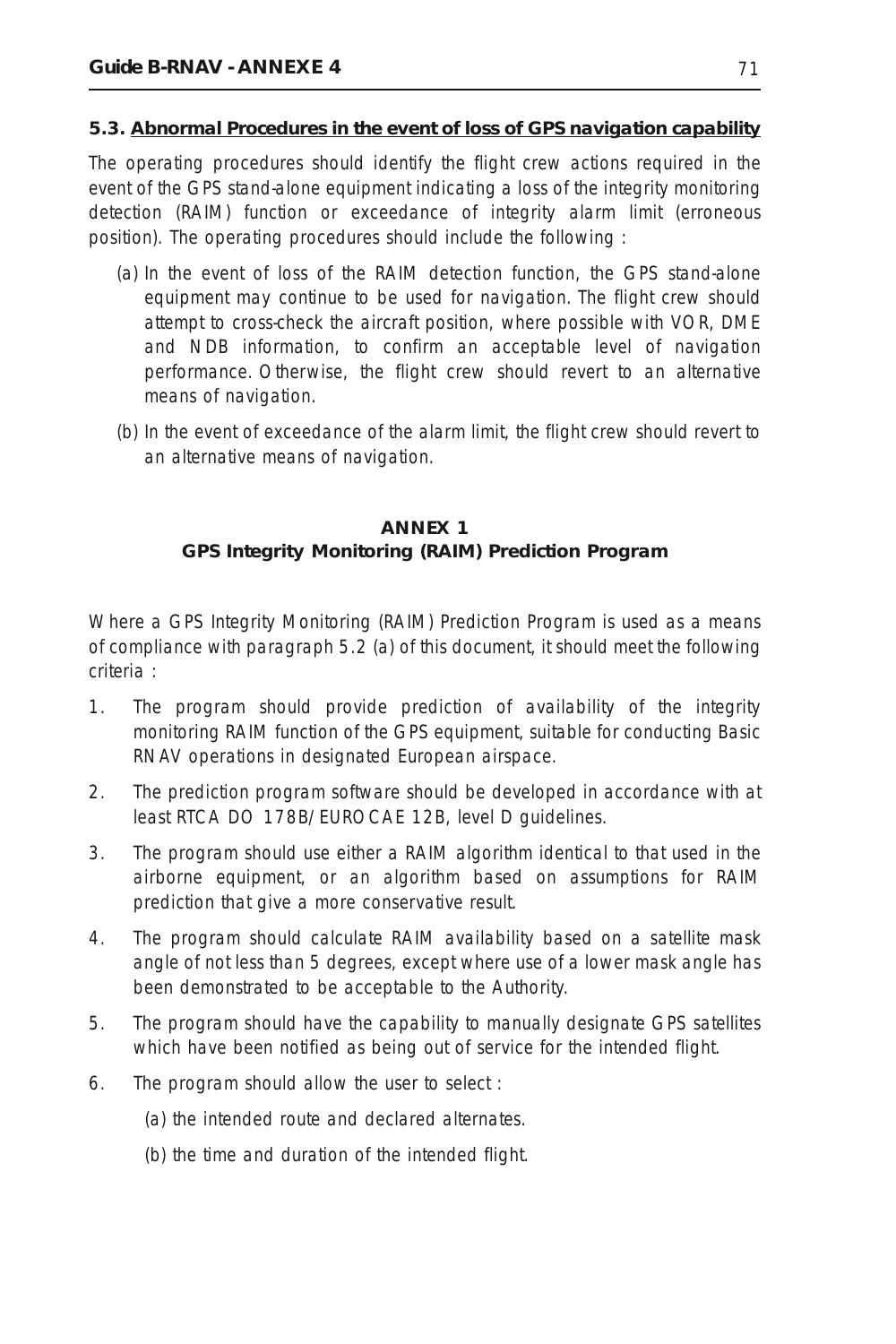### 5.3. Abnormal Procedures in the event of loss of GPS navigation capability

The operating procedures should identify the flight crew actions required in the event of the GPS stand-alone equipment indicating a loss of the integrity monitoring detection (RAIM) function or exceedance of integrity alarm limit (erroneous position). The operating procedures should include the following :

(a) In the event of loss of the RAIM detection function, the GPS stand-alone equipment may continue to be used for navigation. The flight crew should attempt to cross-check the aircraft position, where possible with VOR, DME and NDB information, to confirm an acceptable level of navigation performance. Otherwise, the flight crew should revert to an alternative means of navigation.

(b) In the event of exceedance of the alarm limit, the flight crew should revert to an alternative means of navigation.

## ANNEX 1
## GPS Integrity Monitoring (RAIM) Prediction Program

Where a GPS Integrity Monitoring (RAIM) Prediction Program is used as a means of compliance with paragraph 5.2 (a) of this document, it should meet the following criteria :

1. The program should provide prediction of availability of the integrity monitoring RAIM function of the GPS equipment, suitable for conducting Basic RNAV operations in designated European airspace.
2. The prediction program software should be developed in accordance with at least RTCA DO 178B/EUROCAE 12B, level D guidelines.
3. The program should use either a RAIM algorithm identical to that used in the airborne equipment, or an algorithm based on assumptions for RAIM prediction that give a more conservative result.
4. The program should calculate RAIM availability based on a satellite mask angle of not less than 5 degrees, except where use of a lower mask angle has been demonstrated to be acceptable to the Authority.
5. The program should have the capability to manually designate GPS satellites which have been notified as being out of service for the intended flight.
6. The program should allow the user to select :

   (a) the intended route and declared alternates.

   (b) the time and duration of the intended flight.